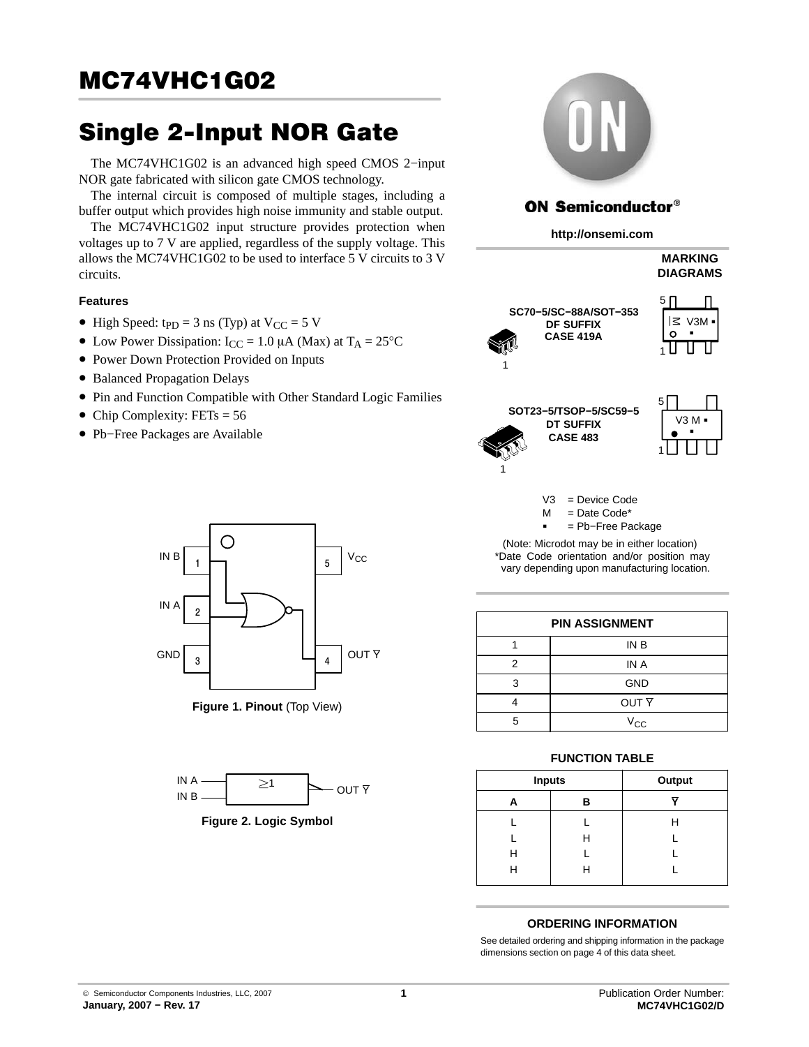# MC74VHC1G02

## Single 2-Input NOR Gate

The MC74VHC1G02 is an advanced high speed CMOS 2−input NOR gate fabricated with silicon gate CMOS technology.

The internal circuit is composed of multiple stages, including a buffer output which provides high noise immunity and stable output.

The MC74VHC1G02 input structure provides protection when voltages up to 7 V are applied, regardless of the supply voltage. This allows the MC74VHC1G02 to be used to interface 5 V circuits to 3 V circuits.

### Features

- High Speed: $t_{PD}$ = 3 ns (Typ) at $V_{CC}$ = 5 V
- Low Power Dissipation: $I_{CC}$ = 1.0 μA (Max) at $T_A$ = 25°C
- Power Down Protection Provided on Inputs
- Balanced Propagation Delays
- Pin and Function Compatible with Other Standard Logic Families
- Chip Complexity: FETs = 56
- Pb−Free Packages are Available

Figure 1. Pinout (Top View)

Figure 2. Logic Symbol

ON Semiconductor®

http://onsemi.com

### MARKING DIAGRAMS

SC70−5/SC−88A/SOT−353
DF SUFFIX
CASE 419A

SOT23−5/TSOP−5/SC59−5
DT SUFFIX
CASE 483

V3 = Device Code
M = Date Code*
▪ = Pb−Free Package

(Note: Microdot may be in either location)
*Date Code orientation and/or position may vary depending upon manufacturing location.

| PIN ASSIGNMENT | |
|---|---|
| 1 | IN B |
| 2 | IN A |
| 3 | GND |
| 4 | OUT $\overline{Y}$ |
| 5 | $V_{CC}$ |

**FUNCTION TABLE**

| Inputs | | Output |
|---|---|---|
| A | B | $\overline{Y}$ |
| L | L | H |
| L | H | L |
| H | L | L |
| H | H | L |

### ORDERING INFORMATION

See detailed ordering and shipping information in the package dimensions section on page 4 of this data sheet.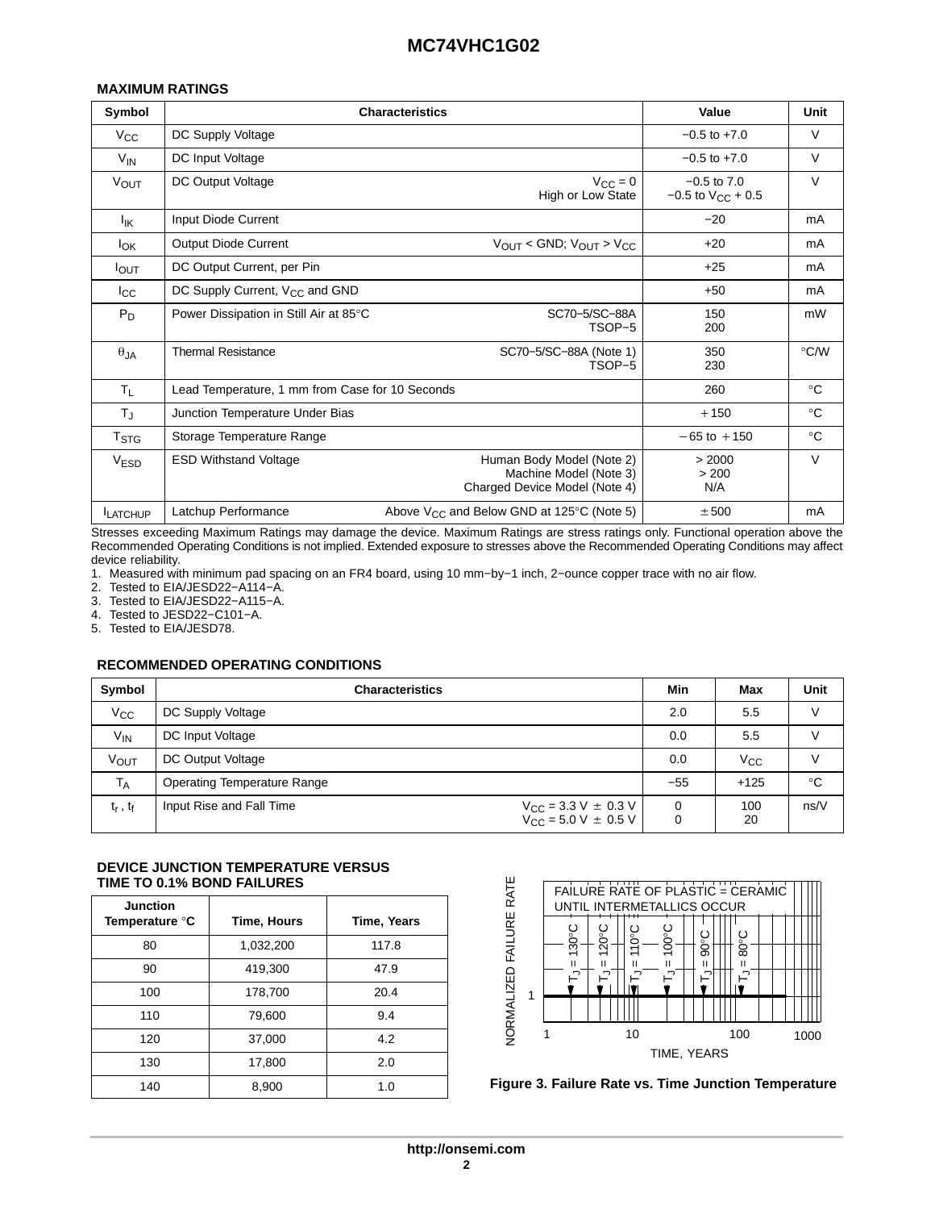## MAXIMUM RATINGS

| Symbol | Characteristics | | Value | Unit |
|---|---|---|---|---|
| $V_{CC}$ | DC Supply Voltage | | −0.5 to +7.0 | V |
| $V_{IN}$ | DC Input Voltage | | −0.5 to +7.0 | V |
| $V_{OUT}$ | DC Output Voltage | $V_{CC}$ = 0<br>High or Low State | −0.5 to 7.0<br>−0.5 to $V_{CC}$ + 0.5 | V |
| $I_{IK}$ | Input Diode Current | | −20 | mA |
| $I_{OK}$ | Output Diode Current | $V_{OUT}$ < GND; $V_{OUT}$ > $V_{CC}$ | +20 | mA |
| $I_{OUT}$ | DC Output Current, per Pin | | +25 | mA |
| $I_{CC}$ | DC Supply Current, $V_{CC}$ and GND | | +50 | mA |
| $P_D$ | Power Dissipation in Still Air at 85°C | SC70−5/SC−88A<br>TSOP−5 | 150<br>200 | mW |
| $\theta_{JA}$ | Thermal Resistance | SC70−5/SC−88A (Note 1)<br>TSOP−5 | 350<br>230 | °C/W |
| $T_L$ | Lead Temperature, 1 mm from Case for 10 Seconds | | 260 | °C |
| $T_J$ | Junction Temperature Under Bias | | +150 | °C |
| $T_{STG}$ | Storage Temperature Range | | −65 to +150 | °C |
| $V_{ESD}$ | ESD Withstand Voltage | Human Body Model (Note 2)<br>Machine Model (Note 3)<br>Charged Device Model (Note 4) | > 2000<br>> 200<br>N/A | V |
| $I_{LATCHUP}$ | Latchup Performance | Above $V_{CC}$ and Below GND at 125°C (Note 5) | ±500 | mA |

Stresses exceeding Maximum Ratings may damage the device. Maximum Ratings are stress ratings only. Functional operation above the Recommended Operating Conditions is not implied. Extended exposure to stresses above the Recommended Operating Conditions may affect device reliability.

1. Measured with minimum pad spacing on an FR4 board, using 10 mm−by−1 inch, 2−ounce copper trace with no air flow.
2. Tested to EIA/JESD22−A114−A.
3. Tested to EIA/JESD22−A115−A.
4. Tested to JESD22−C101−A.
5. Tested to EIA/JESD78.

## RECOMMENDED OPERATING CONDITIONS

| Symbol | Characteristics | | Min | Max | Unit |
|---|---|---|---|---|---|
| $V_{CC}$ | DC Supply Voltage | | 2.0 | 5.5 | V |
| $V_{IN}$ | DC Input Voltage | | 0.0 | 5.5 | V |
| $V_{OUT}$ | DC Output Voltage | | 0.0 | $V_{CC}$ | V |
| $T_A$ | Operating Temperature Range | | −55 | +125 | °C |
| $t_r$, $t_f$ | Input Rise and Fall Time | $V_{CC}$ = 3.3 V ± 0.3 V<br>$V_{CC}$ = 5.0 V ± 0.5 V | 0<br>0 | 100<br>20 | ns/V |

## DEVICE JUNCTION TEMPERATURE VERSUS TIME TO 0.1% BOND FAILURES

| Junction Temperature °C | Time, Hours | Time, Years |
|---|---|---|
| 80 | 1,032,200 | 117.8 |
| 90 | 419,300 | 47.9 |
| 100 | 178,700 | 20.4 |
| 110 | 79,600 | 9.4 |
| 120 | 37,000 | 4.2 |
| 130 | 17,800 | 2.0 |
| 140 | 8,900 | 1.0 |

FAILURE RATE OF PLASTIC = CERAMIC UNTIL INTERMETALLICS OCCUR

$T_J$ = 130°C, $T_J$ = 120°C, $T_J$ = 110°C, $T_J$ = 100°C, $T_J$ = 90°C, $T_J$ = 80°C

NORMALIZED FAILURE RATE vs. TIME, YEARS (1, 10, 100, 1000)

**Figure 3. Failure Rate vs. Time Junction Temperature**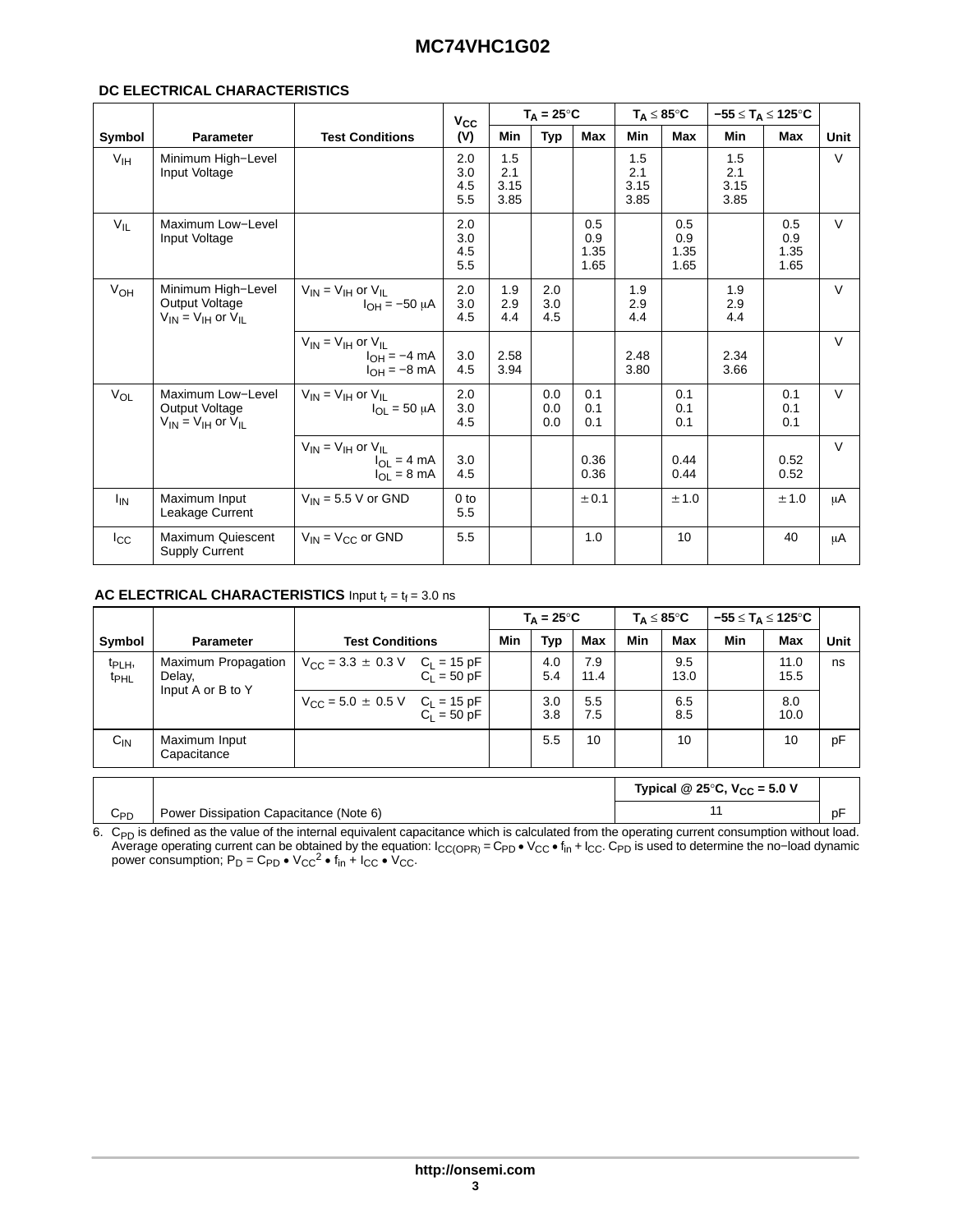## DC ELECTRICAL CHARACTERISTICS

| Symbol | Parameter | Test Conditions | $V_{CC}$ (V) | $T_A = 25°C$ Min | $T_A = 25°C$ Typ | $T_A = 25°C$ Max | $T_A \le 85°C$ Min | $T_A \le 85°C$ Max | $-55 \le T_A \le 125°C$ Min | $-55 \le T_A \le 125°C$ Max | Unit |
|---|---|---|---|---|---|---|---|---|---|---|---|
| $V_{IH}$ | Minimum High−Level Input Voltage | | 2.0<br>3.0<br>4.5<br>5.5 | 1.5<br>2.1<br>3.15<br>3.85 | | | 1.5<br>2.1<br>3.15<br>3.85 | | 1.5<br>2.1<br>3.15<br>3.85 | | V |
| $V_{IL}$ | Maximum Low−Level Input Voltage | | 2.0<br>3.0<br>4.5<br>5.5 | | | 0.5<br>0.9<br>1.35<br>1.65 | | 0.5<br>0.9<br>1.35<br>1.65 | | 0.5<br>0.9<br>1.35<br>1.65 | V |
| $V_{OH}$ | Minimum High−Level Output Voltage $V_{IN} = V_{IH}$ or $V_{IL}$ | $V_{IN} = V_{IH}$ or $V_{IL}$<br>$I_{OH} = -50\ \mu A$ | 2.0<br>3.0<br>4.5 | 1.9<br>2.9<br>4.4 | 2.0<br>3.0<br>4.5 | | 1.9<br>2.9<br>4.4 | | 1.9<br>2.9<br>4.4 | | V |
| | | $V_{IN} = V_{IH}$ or $V_{IL}$<br>$I_{OH} = -4$ mA<br>$I_{OH} = -8$ mA | 3.0<br>4.5 | 2.58<br>3.94 | | | 2.48<br>3.80 | | 2.34<br>3.66 | | V |
| $V_{OL}$ | Maximum Low−Level Output Voltage $V_{IN} = V_{IH}$ or $V_{IL}$ | $V_{IN} = V_{IH}$ or $V_{IL}$<br>$I_{OL} = 50\ \mu A$ | 2.0<br>3.0<br>4.5 | | 0.0<br>0.0<br>0.0 | 0.1<br>0.1<br>0.1 | | 0.1<br>0.1<br>0.1 | | 0.1<br>0.1<br>0.1 | V |
| | | $V_{IN} = V_{IH}$ or $V_{IL}$<br>$I_{OL} = 4$ mA<br>$I_{OL} = 8$ mA | 3.0<br>4.5 | | | 0.36<br>0.36 | | 0.44<br>0.44 | | 0.52<br>0.52 | V |
| $I_{IN}$ | Maximum Input Leakage Current | $V_{IN} = 5.5$ V or GND | 0 to 5.5 | | | ±0.1 | | ±1.0 | | ±1.0 | μA |
| $I_{CC}$ | Maximum Quiescent Supply Current | $V_{IN} = V_{CC}$ or GND | 5.5 | | | 1.0 | | 10 | | 40 | μA |

## AC ELECTRICAL CHARACTERISTICS Input $t_r = t_f = 3.0$ ns

| Symbol | Parameter | Test Conditions | $T_A = 25°C$ Min | $T_A = 25°C$ Typ | $T_A = 25°C$ Max | $T_A \le 85°C$ Min | $T_A \le 85°C$ Max | $-55 \le T_A \le 125°C$ Min | $-55 \le T_A \le 125°C$ Max | Unit |
|---|---|---|---|---|---|---|---|---|---|---|
| $t_{PLH}$, $t_{PHL}$ | Maximum Propagation Delay, Input A or B to Y | $V_{CC} = 3.3 \pm 0.3$ V $C_L = 15$ pF<br>$C_L = 50$ pF | | 4.0<br>5.4 | 7.9<br>11.4 | | 9.5<br>13.0 | | 11.0<br>15.5 | ns |
| | | $V_{CC} = 5.0 \pm 0.5$ V $C_L = 15$ pF<br>$C_L = 50$ pF | | 3.0<br>3.8 | 5.5<br>7.5 | | 6.5<br>8.5 | | 8.0<br>10.0 | |
| $C_{IN}$ | Maximum Input Capacitance | | | 5.5 | 10 | | 10 | | 10 | pF |

| | | Typical @ 25°C, $V_{CC} = 5.0$ V | |
|---|---|---|---|
| $C_{PD}$ | Power Dissipation Capacitance (Note 6) | 11 | pF |

6. $C_{PD}$ is defined as the value of the internal equivalent capacitance which is calculated from the operating current consumption without load. Average operating current can be obtained by the equation: $I_{CC(OPR)} = C_{PD} \bullet V_{CC} \bullet f_{in} + I_{CC}$. $C_{PD}$ is used to determine the no−load dynamic power consumption; $P_D = C_{PD} \bullet V_{CC}^2 \bullet f_{in} + I_{CC} \bullet V_{CC}$.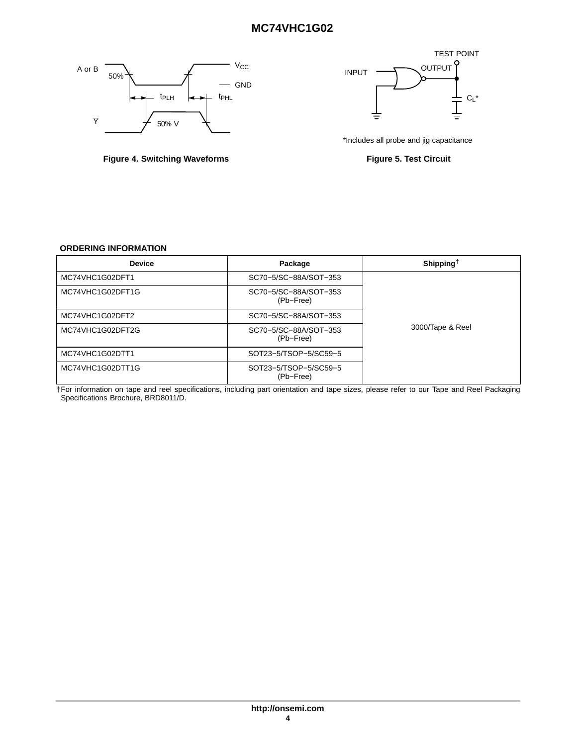A or B

50%

$V_{CC}$

GND

$t_{PLH}$

$t_{PHL}$

$\overline{Y}$

50% V

**Figure 4. Switching Waveforms**

TEST POINT

OUTPUT

INPUT

$C_L$*

*Includes all probe and jig capacitance

**Figure 5. Test Circuit**

**ORDERING INFORMATION**

| Device | Package | Shipping† |
|---|---|---|
| MC74VHC1G02DFT1 | SC70−5/SC−88A/SOT−353 | 3000/Tape & Reel |
| MC74VHC1G02DFT1G | SC70−5/SC−88A/SOT−353 (Pb−Free) | 3000/Tape & Reel |
| MC74VHC1G02DFT2 | SC70−5/SC−88A/SOT−353 | 3000/Tape & Reel |
| MC74VHC1G02DFT2G | SC70−5/SC−88A/SOT−353 (Pb−Free) | 3000/Tape & Reel |
| MC74VHC1G02DTT1 | SOT23−5/TSOP−5/SC59−5 | 3000/Tape & Reel |
| MC74VHC1G02DTT1G | SOT23−5/TSOP−5/SC59−5 (Pb−Free) | 3000/Tape & Reel |

†For information on tape and reel specifications, including part orientation and tape sizes, please refer to our Tape and Reel Packaging Specifications Brochure, BRD8011/D.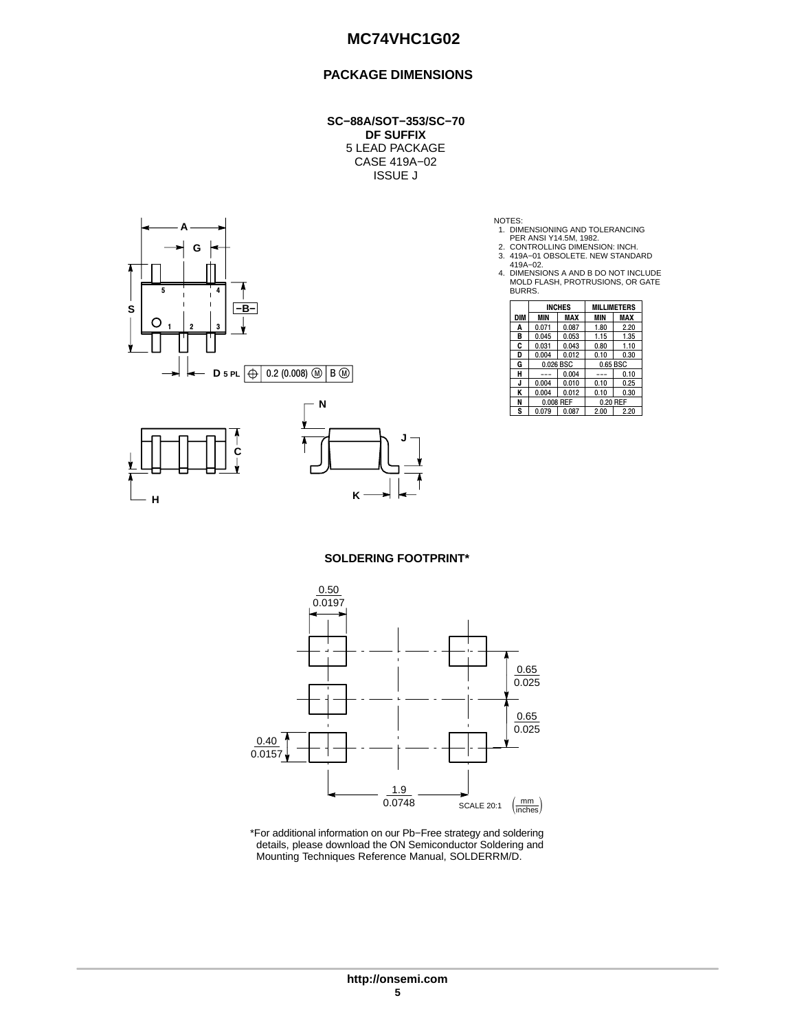## PACKAGE DIMENSIONS

**SC−88A/SOT−353/SC−70**
**DF SUFFIX**
5 LEAD PACKAGE
CASE 419A−02
ISSUE J

NOTES:
1. DIMENSIONING AND TOLERANCING PER ANSI Y14.5M, 1982.
2. CONTROLLING DIMENSION: INCH.
3. 419A−01 OBSOLETE. NEW STANDARD 419A−02.
4. DIMENSIONS A AND B DO NOT INCLUDE MOLD FLASH, PROTRUSIONS, OR GATE BURRS.

| DIM | INCHES MIN | INCHES MAX | MILLIMETERS MIN | MILLIMETERS MAX |
|---|---|---|---|---|
| A | 0.071 | 0.087 | 1.80 | 2.20 |
| B | 0.045 | 0.053 | 1.15 | 1.35 |
| C | 0.031 | 0.043 | 0.80 | 1.10 |
| D | 0.004 | 0.012 | 0.10 | 0.30 |
| G | 0.026 BSC | | 0.65 BSC | |
| H | --- | 0.004 | --- | 0.10 |
| J | 0.004 | 0.010 | 0.10 | 0.25 |
| K | 0.004 | 0.012 | 0.10 | 0.30 |
| N | 0.008 REF | | 0.20 REF | |
| S | 0.079 | 0.087 | 2.00 | 2.20 |

D 5 PL ⊕ 0.2 (0.008) Ⓜ B Ⓜ

### SOLDERING FOOTPRINT*

0.50 / 0.0197

0.65 / 0.025

0.65 / 0.025

0.40 / 0.0157

1.9 / 0.0748

SCALE 20:1 (mm / inches)

*For additional information on our Pb−Free strategy and soldering details, please download the ON Semiconductor Soldering and Mounting Techniques Reference Manual, SOLDERRM/D.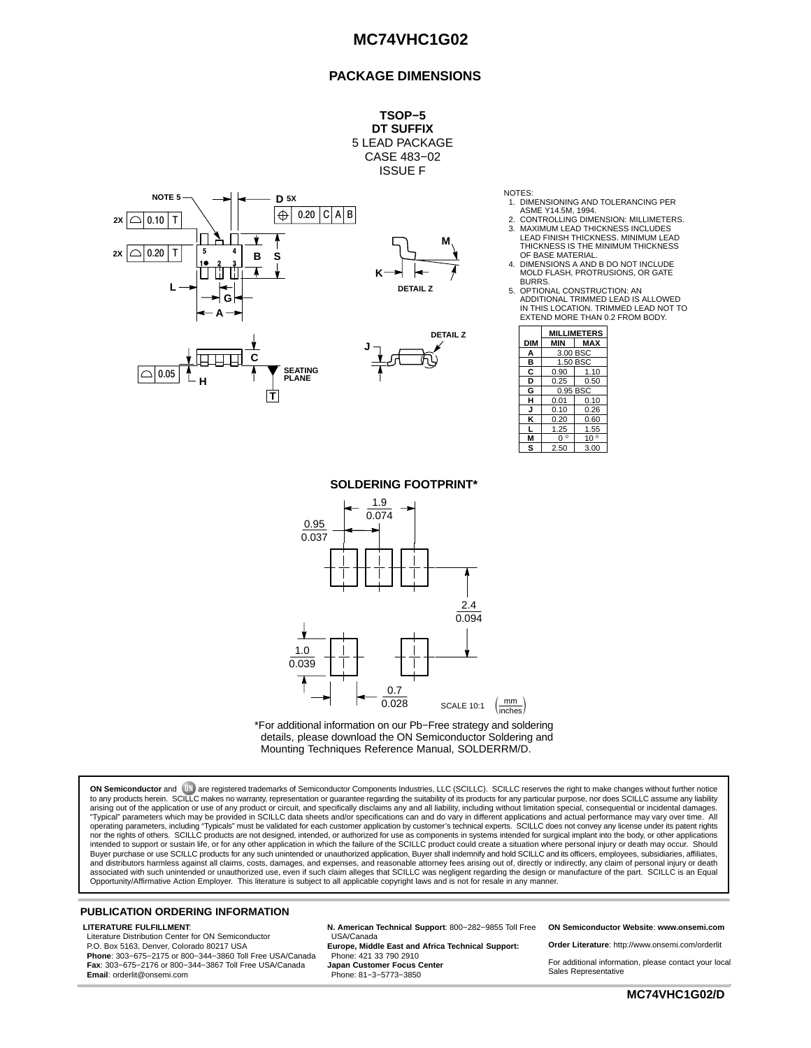## PACKAGE DIMENSIONS

**TSOP−5**
**DT SUFFIX**
5 LEAD PACKAGE
CASE 483−02
ISSUE F

NOTES:
1. DIMENSIONING AND TOLERANCING PER ASME Y14.5M, 1994.
2. CONTROLLING DIMENSION: MILLIMETERS.
3. MAXIMUM LEAD THICKNESS INCLUDES LEAD FINISH THICKNESS. MINIMUM LEAD THICKNESS IS THE MINIMUM THICKNESS OF BASE MATERIAL.
4. DIMENSIONS A AND B DO NOT INCLUDE MOLD FLASH, PROTRUSIONS, OR GATE BURRS.
5. OPTIONAL CONSTRUCTION: AN ADDITIONAL TRIMMED LEAD IS ALLOWED IN THIS LOCATION. TRIMMED LEAD NOT TO EXTEND MORE THAN 0.2 FROM BODY.

| | MILLIMETERS | |
|---|---|---|
| DIM | MIN | MAX |
| A | 3.00 BSC | |
| B | 1.50 BSC | |
| C | 0.90 | 1.10 |
| D | 0.25 | 0.50 |
| G | 0.95 BSC | |
| H | 0.01 | 0.10 |
| J | 0.10 | 0.26 |
| K | 0.20 | 0.60 |
| L | 1.25 | 1.55 |
| M | 0 ° | 10 ° |
| S | 2.50 | 3.00 |

NOTE 5
D 5X
0.20 C A B
2X 0.10 T
2X 0.20 T
B S
L
G
A
M
K
DETAIL Z
DETAIL Z
J
C
0.05
H
SEATING PLANE
T

### SOLDERING FOOTPRINT*

1.9 / 0.074
0.95 / 0.037
2.4 / 0.094
1.0 / 0.039
0.7 / 0.028
SCALE 10:1 (mm / inches)

*For additional information on our Pb−Free strategy and soldering details, please download the ON Semiconductor Soldering and Mounting Techniques Reference Manual, SOLDERRM/D.

**ON Semiconductor** and are registered trademarks of Semiconductor Components Industries, LLC (SCILLC). SCILLC reserves the right to make changes without further notice to any products herein. SCILLC makes no warranty, representation or guarantee regarding the suitability of its products for any particular purpose, nor does SCILLC assume any liability arising out of the application or use of any product or circuit, and specifically disclaims any and all liability, including without limitation special, consequential or incidental damages. "Typical" parameters which may be provided in SCILLC data sheets and/or specifications can and do vary in different applications and actual performance may vary over time. All operating parameters, including "Typicals" must be validated for each customer application by customer's technical experts. SCILLC does not convey any license under its patent rights nor the rights of others. SCILLC products are not designed, intended, or authorized for use as components in systems intended for surgical implant into the body, or other applications intended to support or sustain life, or for any other application in which the failure of the SCILLC product could create a situation where personal injury or death may occur. Should Buyer purchase or use SCILLC products for any such unintended or unauthorized application, Buyer shall indemnify and hold SCILLC and its officers, employees, subsidiaries, affiliates, and distributors harmless against all claims, costs, damages, and expenses, and reasonable attorney fees arising out of, directly or indirectly, any claim of personal injury or death associated with such unintended or unauthorized use, even if such claim alleges that SCILLC was negligent regarding the design or manufacture of the part. SCILLC is an Equal Opportunity/Affirmative Action Employer. This literature is subject to all applicable copyright laws and is not for resale in any manner.

### PUBLICATION ORDERING INFORMATION

**LITERATURE FULFILLMENT**:
Literature Distribution Center for ON Semiconductor
P.O. Box 5163, Denver, Colorado 80217 USA
**Phone**: 303−675−2175 or 800−344−3860 Toll Free USA/Canada
**Fax**: 303−675−2176 or 800−344−3867 Toll Free USA/Canada
**Email**: orderlit@onsemi.com

**N. American Technical Support**: 800−282−9855 Toll Free USA/Canada
**Europe, Middle East and Africa Technical Support:**
Phone: 421 33 790 2910
**Japan Customer Focus Center**
Phone: 81−3−5773−3850

**ON Semiconductor Website**: **www.onsemi.com**

**Order Literature**: http://www.onsemi.com/orderlit

For additional information, please contact your local Sales Representative

**MC74VHC1G02/D**